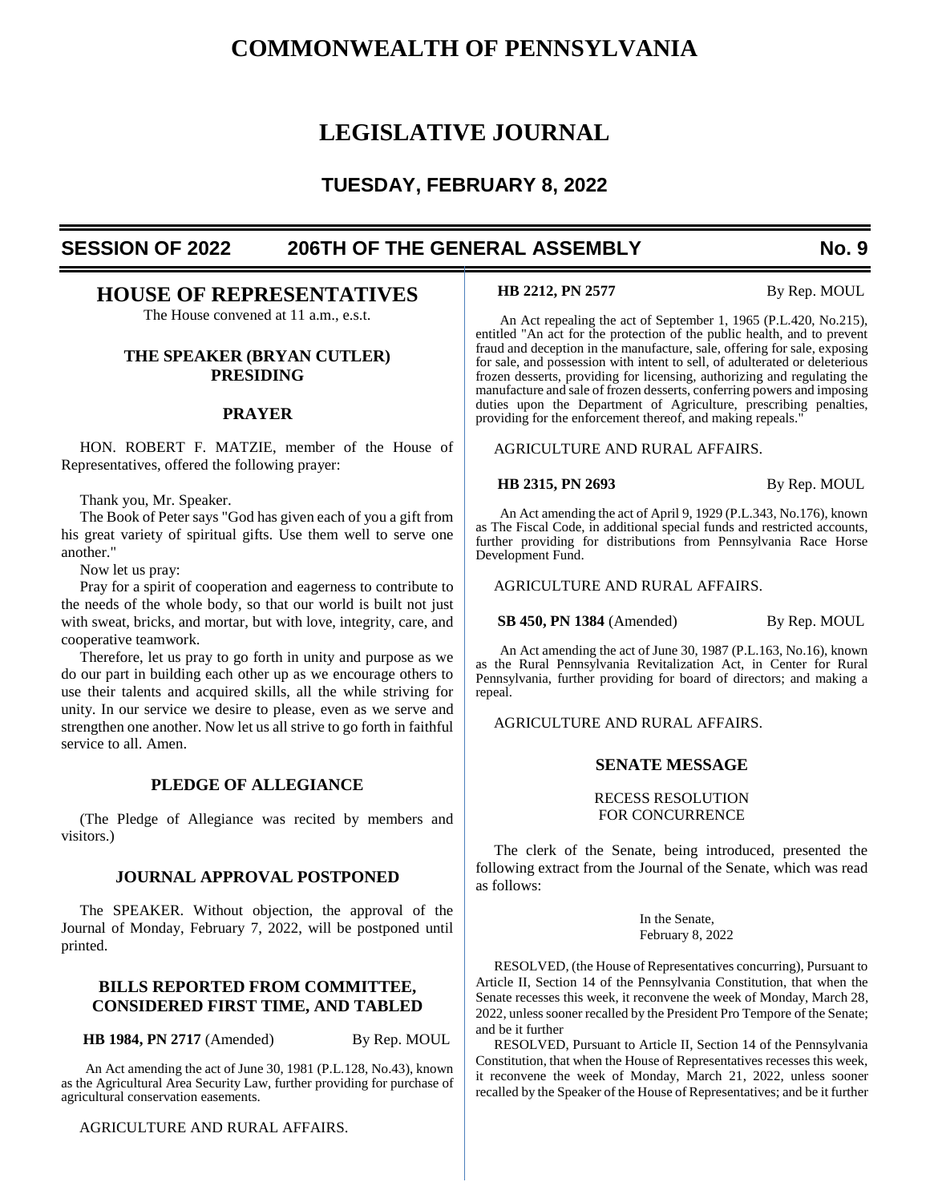# COMMONWEALTH OF PENNSYLVANIA

# LEGISLATIVE JOURNAL

## TUESDAY, FEBRUARY 8, 2022

**SESSION OF 2022 — 206TH OF THE GENERAL ASSEMBLY — No. 9**

## HOUSE OF REPRESENTATIVES

The House convened at 11 a.m., e.s.t.

### THE SPEAKER (BRYAN CUTLER) PRESIDING

### PRAYER

HON. ROBERT F. MATZIE, member of the House of Representatives, offered the following prayer:

Thank you, Mr. Speaker.

The Book of Peter says "God has given each of you a gift from his great variety of spiritual gifts. Use them well to serve one another."

Now let us pray:

Pray for a spirit of cooperation and eagerness to contribute to the needs of the whole body, so that our world is built not just with sweat, bricks, and mortar, but with love, integrity, care, and cooperative teamwork.

Therefore, let us pray to go forth in unity and purpose as we do our part in building each other up as we encourage others to use their talents and acquired skills, all the while striving for unity. In our service we desire to please, even as we serve and strengthen one another. Now let us all strive to go forth in faithful service to all. Amen.

### PLEDGE OF ALLEGIANCE

(The Pledge of Allegiance was recited by members and visitors.)

### JOURNAL APPROVAL POSTPONED

The SPEAKER. Without objection, the approval of the Journal of Monday, February 7, 2022, will be postponed until printed.

### BILLS REPORTED FROM COMMITTEE, CONSIDERED FIRST TIME, AND TABLED

**HB 1984, PN 2717** (Amended) By Rep. MOUL

An Act amending the act of June 30, 1981 (P.L.128, No.43), known as the Agricultural Area Security Law, further providing for purchase of agricultural conservation easements.

AGRICULTURE AND RURAL AFFAIRS.

**HB 2212, PN 2577** By Rep. MOUL

An Act repealing the act of September 1, 1965 (P.L.420, No.215), entitled "An act for the protection of the public health, and to prevent fraud and deception in the manufacture, sale, offering for sale, exposing for sale, and possession with intent to sell, of adulterated or deleterious frozen desserts, providing for licensing, authorizing and regulating the manufacture and sale of frozen desserts, conferring powers and imposing duties upon the Department of Agriculture, prescribing penalties, providing for the enforcement thereof, and making repeals."

AGRICULTURE AND RURAL AFFAIRS.

**HB 2315, PN 2693** By Rep. MOUL

An Act amending the act of April 9, 1929 (P.L.343, No.176), known as The Fiscal Code, in additional special funds and restricted accounts, further providing for distributions from Pennsylvania Race Horse Development Fund.

AGRICULTURE AND RURAL AFFAIRS.

**SB 450, PN 1384** (Amended) By Rep. MOUL

An Act amending the act of June 30, 1987 (P.L.163, No.16), known as the Rural Pennsylvania Revitalization Act, in Center for Rural Pennsylvania, further providing for board of directors; and making a repeal.

AGRICULTURE AND RURAL AFFAIRS.

### SENATE MESSAGE

RECESS RESOLUTION
FOR CONCURRENCE

The clerk of the Senate, being introduced, presented the following extract from the Journal of the Senate, which was read as follows:

In the Senate,
February 8, 2022

RESOLVED, (the House of Representatives concurring), Pursuant to Article II, Section 14 of the Pennsylvania Constitution, that when the Senate recesses this week, it reconvene the week of Monday, March 28, 2022, unless sooner recalled by the President Pro Tempore of the Senate; and be it further

RESOLVED, Pursuant to Article II, Section 14 of the Pennsylvania Constitution, that when the House of Representatives recesses this week, it reconvene the week of Monday, March 21, 2022, unless sooner recalled by the Speaker of the House of Representatives; and be it further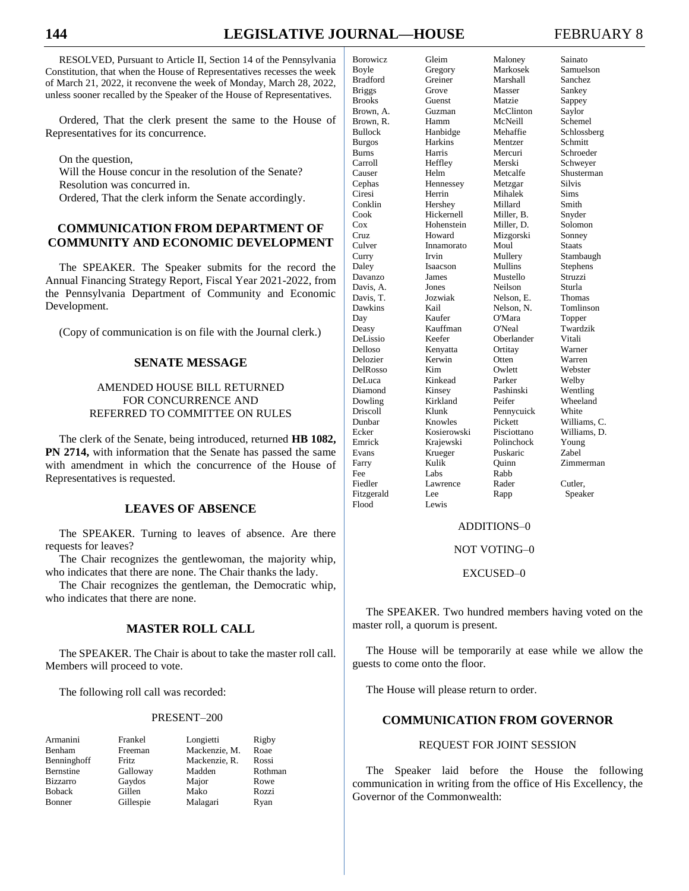RESOLVED, Pursuant to Article II, Section 14 of the Pennsylvania Constitution, that when the House of Representatives recesses the week of March 21, 2022, it reconvene the week of Monday, March 28, 2022, unless sooner recalled by the Speaker of the House of Representatives.

Ordered, That the clerk present the same to the House of Representatives for its concurrence.

On the question,
Will the House concur in the resolution of the Senate?
Resolution was concurred in.
Ordered, That the clerk inform the Senate accordingly.

## COMMUNICATION FROM DEPARTMENT OF COMMUNITY AND ECONOMIC DEVELOPMENT

The SPEAKER. The Speaker submits for the record the Annual Financing Strategy Report, Fiscal Year 2021-2022, from the Pennsylvania Department of Community and Economic Development.

(Copy of communication is on file with the Journal clerk.)

## SENATE MESSAGE

### AMENDED HOUSE BILL RETURNED FOR CONCURRENCE AND REFERRED TO COMMITTEE ON RULES

The clerk of the Senate, being introduced, returned **HB 1082, PN 2714,** with information that the Senate has passed the same with amendment in which the concurrence of the House of Representatives is requested.

## LEAVES OF ABSENCE

The SPEAKER. Turning to leaves of absence. Are there requests for leaves?

The Chair recognizes the gentlewoman, the majority whip, who indicates that there are none. The Chair thanks the lady.

The Chair recognizes the gentleman, the Democratic whip, who indicates that there are none.

## MASTER ROLL CALL

The SPEAKER. The Chair is about to take the master roll call. Members will proceed to vote.

The following roll call was recorded:

PRESENT–200

| | | | |
|---|---|---|---|
| Armanini | Frankel | Longietti | Rigby |
| Benham | Freeman | Mackenzie, M. | Roae |
| Benninghoff | Fritz | Mackenzie, R. | Rossi |
| Bernstine | Galloway | Madden | Rothman |
| Bizzarro | Gaydos | Major | Rowe |
| Boback | Gillen | Mako | Rozzi |
| Bonner | Gillespie | Malagari | Ryan |
| Borowicz | Gleim | Maloney | Sainato |
| Boyle | Gregory | Markosek | Samuelson |
| Bradford | Greiner | Marshall | Sanchez |
| Briggs | Grove | Masser | Sankey |
| Brooks | Guenst | Matzie | Sappey |
| Brown, A. | Guzman | McClinton | Saylor |
| Brown, R. | Hamm | McNeill | Schemel |
| Bullock | Hanbidge | Mehaffie | Schlossberg |
| Burgos | Harkins | Mentzer | Schmitt |
| Burns | Harris | Mercuri | Schroeder |
| Carroll | Heffley | Merski | Schweyer |
| Causer | Helm | Metcalfe | Shusterman |
| Cephas | Hennessey | Metzgar | Silvis |
| Ciresi | Herrin | Mihalek | Sims |
| Conklin | Hershey | Millard | Smith |
| Cook | Hickernell | Miller, B. | Snyder |
| Cox | Hohenstein | Miller, D. | Solomon |
| Cruz | Howard | Mizgorski | Sonney |
| Culver | Innamorato | Moul | Staats |
| Curry | Irvin | Mullery | Stambaugh |
| Daley | Isaacson | Mullins | Stephens |
| Davanzo | James | Mustello | Struzzi |
| Davis, A. | Jones | Neilson | Sturla |
| Davis, T. | Jozwiak | Nelson, E. | Thomas |
| Dawkins | Kail | Nelson, N. | Tomlinson |
| Day | Kaufer | O'Mara | Topper |
| Deasy | Kauffman | O'Neal | Twardzik |
| DeLissio | Keefer | Oberlander | Vitali |
| Delloso | Kenyatta | Ortitay | Warner |
| Delozier | Kerwin | Otten | Warren |
| DelRosso | Kim | Owlett | Webster |
| DeLuca | Kinkead | Parker | Welby |
| Diamond | Kinsey | Pashinski | Wentling |
| Dowling | Kirkland | Peifer | Wheeland |
| Driscoll | Klunk | Pennycuick | White |
| Dunbar | Knowles | Pickett | Williams, C. |
| Ecker | Kosierowski | Pisciottano | Williams, D. |
| Emrick | Krajewski | Polinchock | Young |
| Evans | Krueger | Puskaric | Zabel |
| Farry | Kulik | Quinn | Zimmerman |
| Fee | Labs | Rabb | |
| Fiedler | Lawrence | Rader | Cutler, |
| Fitzgerald | Lee | Rapp | Speaker |
| Flood | Lewis | | |

ADDITIONS–0

NOT VOTING–0

EXCUSED–0

The SPEAKER. Two hundred members having voted on the master roll, a quorum is present.

The House will be temporarily at ease while we allow the guests to come onto the floor.

The House will please return to order.

## COMMUNICATION FROM GOVERNOR

### REQUEST FOR JOINT SESSION

The Speaker laid before the House the following communication in writing from the office of His Excellency, the Governor of the Commonwealth: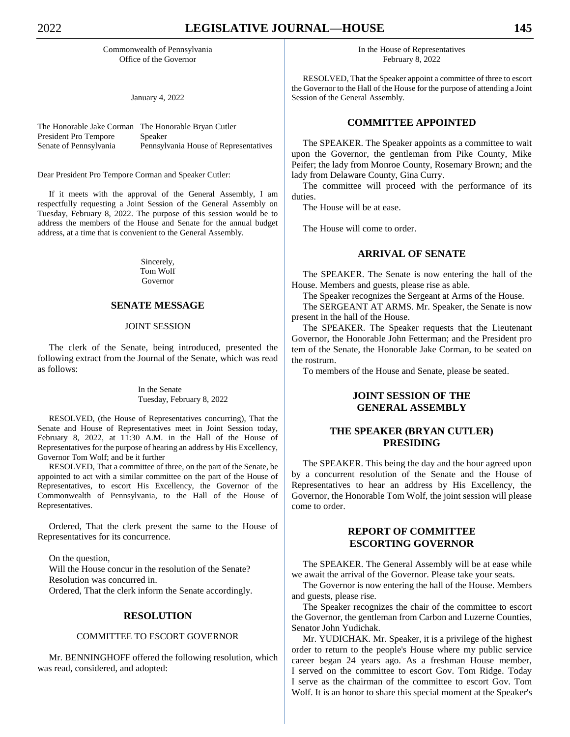Commonwealth of Pennsylvania
Office of the Governor

January 4, 2022

The Honorable Jake Corman
President Pro Tempore
Senate of Pennsylvania

The Honorable Bryan Cutler
Speaker
Pennsylvania House of Representatives

Dear President Pro Tempore Corman and Speaker Cutler:

If it meets with the approval of the General Assembly, I am respectfully requesting a Joint Session of the General Assembly on Tuesday, February 8, 2022. The purpose of this session would be to address the members of the House and Senate for the annual budget address, at a time that is convenient to the General Assembly.

Sincerely,
Tom Wolf
Governor

## SENATE MESSAGE

### JOINT SESSION

The clerk of the Senate, being introduced, presented the following extract from the Journal of the Senate, which was read as follows:

In the Senate
Tuesday, February 8, 2022

RESOLVED, (the House of Representatives concurring), That the Senate and House of Representatives meet in Joint Session today, February 8, 2022, at 11:30 A.M. in the Hall of the House of Representatives for the purpose of hearing an address by His Excellency, Governor Tom Wolf; and be it further

RESOLVED, That a committee of three, on the part of the Senate, be appointed to act with a similar committee on the part of the House of Representatives, to escort His Excellency, the Governor of the Commonwealth of Pennsylvania, to the Hall of the House of Representatives.

Ordered, That the clerk present the same to the House of Representatives for its concurrence.

On the question,
Will the House concur in the resolution of the Senate?
Resolution was concurred in.
Ordered, That the clerk inform the Senate accordingly.

## RESOLUTION

### COMMITTEE TO ESCORT GOVERNOR

Mr. BENNINGHOFF offered the following resolution, which was read, considered, and adopted:

In the House of Representatives
February 8, 2022

RESOLVED, That the Speaker appoint a committee of three to escort the Governor to the Hall of the House for the purpose of attending a Joint Session of the General Assembly.

## COMMITTEE APPOINTED

The SPEAKER. The Speaker appoints as a committee to wait upon the Governor, the gentleman from Pike County, Mike Peifer; the lady from Monroe County, Rosemary Brown; and the lady from Delaware County, Gina Curry.

The committee will proceed with the performance of its duties.

The House will be at ease.

The House will come to order.

## ARRIVAL OF SENATE

The SPEAKER. The Senate is now entering the hall of the House. Members and guests, please rise as able.

The Speaker recognizes the Sergeant at Arms of the House.

The SERGEANT AT ARMS. Mr. Speaker, the Senate is now present in the hall of the House.

The SPEAKER. The Speaker requests that the Lieutenant Governor, the Honorable John Fetterman; and the President pro tem of the Senate, the Honorable Jake Corman, to be seated on the rostrum.

To members of the House and Senate, please be seated.

## JOINT SESSION OF THE GENERAL ASSEMBLY

## THE SPEAKER (BRYAN CUTLER) PRESIDING

The SPEAKER. This being the day and the hour agreed upon by a concurrent resolution of the Senate and the House of Representatives to hear an address by His Excellency, the Governor, the Honorable Tom Wolf, the joint session will please come to order.

## REPORT OF COMMITTEE ESCORTING GOVERNOR

The SPEAKER. The General Assembly will be at ease while we await the arrival of the Governor. Please take your seats.

The Governor is now entering the hall of the House. Members and guests, please rise.

The Speaker recognizes the chair of the committee to escort the Governor, the gentleman from Carbon and Luzerne Counties, Senator John Yudichak.

Mr. YUDICHAK. Mr. Speaker, it is a privilege of the highest order to return to the people's House where my public service career began 24 years ago. As a freshman House member, I served on the committee to escort Gov. Tom Ridge. Today I serve as the chairman of the committee to escort Gov. Tom Wolf. It is an honor to share this special moment at the Speaker's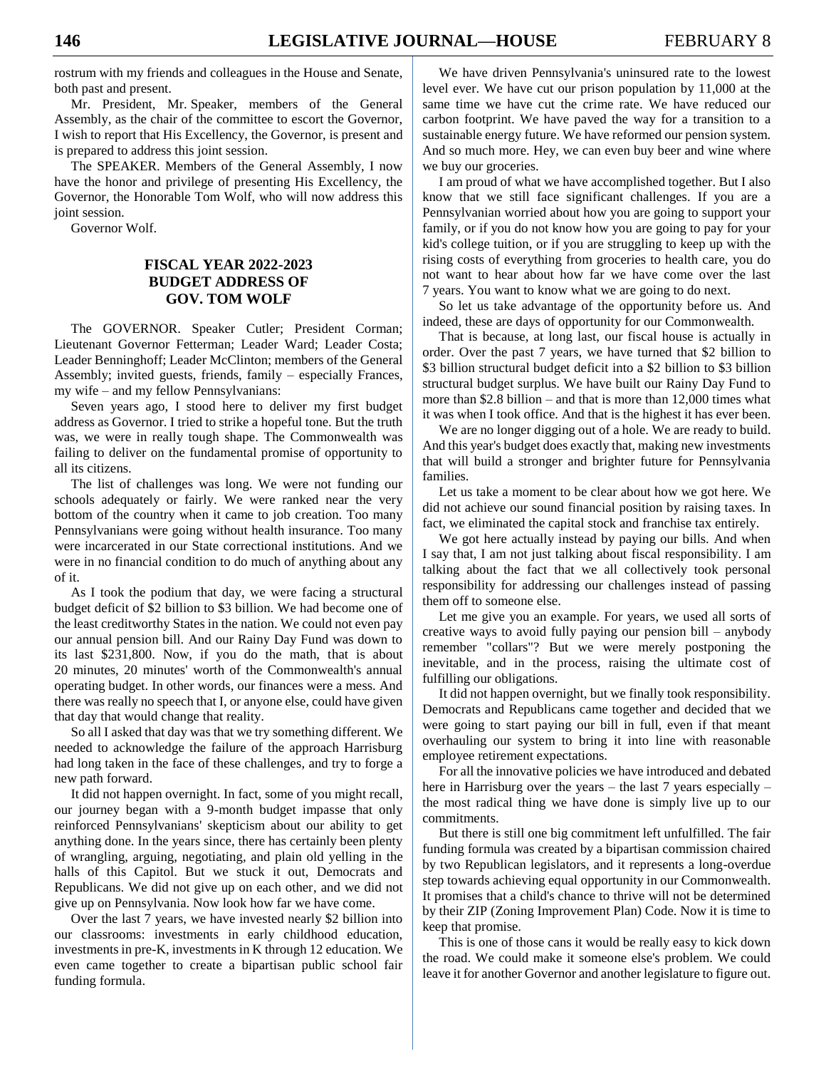rostrum with my friends and colleagues in the House and Senate, both past and present.

Mr. President, Mr. Speaker, members of the General Assembly, as the chair of the committee to escort the Governor, I wish to report that His Excellency, the Governor, is present and is prepared to address this joint session.

The SPEAKER. Members of the General Assembly, I now have the honor and privilege of presenting His Excellency, the Governor, the Honorable Tom Wolf, who will now address this joint session.

Governor Wolf.

## FISCAL YEAR 2022-2023 BUDGET ADDRESS OF GOV. TOM WOLF

The GOVERNOR. Speaker Cutler; President Corman; Lieutenant Governor Fetterman; Leader Ward; Leader Costa; Leader Benninghoff; Leader McClinton; members of the General Assembly; invited guests, friends, family – especially Frances, my wife – and my fellow Pennsylvanians:

Seven years ago, I stood here to deliver my first budget address as Governor. I tried to strike a hopeful tone. But the truth was, we were in really tough shape. The Commonwealth was failing to deliver on the fundamental promise of opportunity to all its citizens.

The list of challenges was long. We were not funding our schools adequately or fairly. We were ranked near the very bottom of the country when it came to job creation. Too many Pennsylvanians were going without health insurance. Too many were incarcerated in our State correctional institutions. And we were in no financial condition to do much of anything about any of it.

As I took the podium that day, we were facing a structural budget deficit of $2 billion to $3 billion. We had become one of the least creditworthy States in the nation. We could not even pay our annual pension bill. And our Rainy Day Fund was down to its last $231,800. Now, if you do the math, that is about 20 minutes, 20 minutes' worth of the Commonwealth's annual operating budget. In other words, our finances were a mess. And there was really no speech that I, or anyone else, could have given that day that would change that reality.

So all I asked that day was that we try something different. We needed to acknowledge the failure of the approach Harrisburg had long taken in the face of these challenges, and try to forge a new path forward.

It did not happen overnight. In fact, some of you might recall, our journey began with a 9-month budget impasse that only reinforced Pennsylvanians' skepticism about our ability to get anything done. In the years since, there has certainly been plenty of wrangling, arguing, negotiating, and plain old yelling in the halls of this Capitol. But we stuck it out, Democrats and Republicans. We did not give up on each other, and we did not give up on Pennsylvania. Now look how far we have come.

Over the last 7 years, we have invested nearly $2 billion into our classrooms: investments in early childhood education, investments in pre-K, investments in K through 12 education. We even came together to create a bipartisan public school fair funding formula.

We have driven Pennsylvania's uninsured rate to the lowest level ever. We have cut our prison population by 11,000 at the same time we have cut the crime rate. We have reduced our carbon footprint. We have paved the way for a transition to a sustainable energy future. We have reformed our pension system. And so much more. Hey, we can even buy beer and wine where we buy our groceries.

I am proud of what we have accomplished together. But I also know that we still face significant challenges. If you are a Pennsylvanian worried about how you are going to support your family, or if you do not know how you are going to pay for your kid's college tuition, or if you are struggling to keep up with the rising costs of everything from groceries to health care, you do not want to hear about how far we have come over the last 7 years. You want to know what we are going to do next.

So let us take advantage of the opportunity before us. And indeed, these are days of opportunity for our Commonwealth.

That is because, at long last, our fiscal house is actually in order. Over the past 7 years, we have turned that $2 billion to $3 billion structural budget deficit into a $2 billion to $3 billion structural budget surplus. We have built our Rainy Day Fund to more than $2.8 billion – and that is more than 12,000 times what it was when I took office. And that is the highest it has ever been.

We are no longer digging out of a hole. We are ready to build. And this year's budget does exactly that, making new investments that will build a stronger and brighter future for Pennsylvania families.

Let us take a moment to be clear about how we got here. We did not achieve our sound financial position by raising taxes. In fact, we eliminated the capital stock and franchise tax entirely.

We got here actually instead by paying our bills. And when I say that, I am not just talking about fiscal responsibility. I am talking about the fact that we all collectively took personal responsibility for addressing our challenges instead of passing them off to someone else.

Let me give you an example. For years, we used all sorts of creative ways to avoid fully paying our pension bill – anybody remember "collars"? But we were merely postponing the inevitable, and in the process, raising the ultimate cost of fulfilling our obligations.

It did not happen overnight, but we finally took responsibility. Democrats and Republicans came together and decided that we were going to start paying our bill in full, even if that meant overhauling our system to bring it into line with reasonable employee retirement expectations.

For all the innovative policies we have introduced and debated here in Harrisburg over the years – the last 7 years especially – the most radical thing we have done is simply live up to our commitments.

But there is still one big commitment left unfulfilled. The fair funding formula was created by a bipartisan commission chaired by two Republican legislators, and it represents a long-overdue step towards achieving equal opportunity in our Commonwealth. It promises that a child's chance to thrive will not be determined by their ZIP (Zoning Improvement Plan) Code. Now it is time to keep that promise.

This is one of those cans it would be really easy to kick down the road. We could make it someone else's problem. We could leave it for another Governor and another legislature to figure out.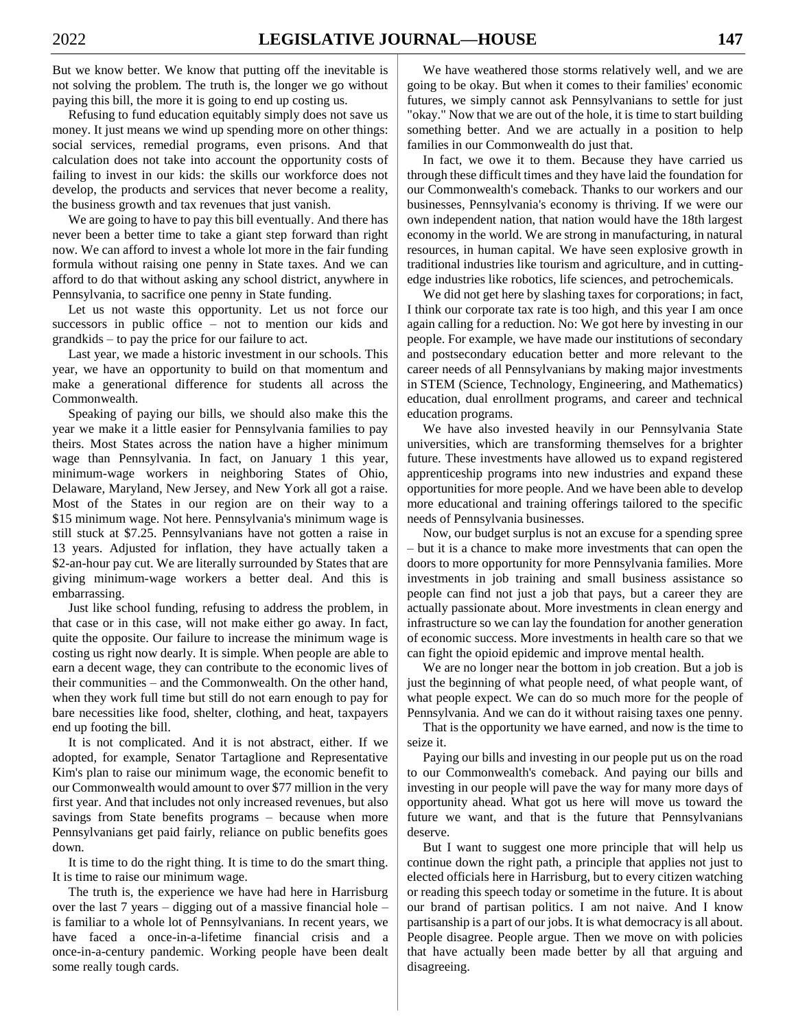But we know better. We know that putting off the inevitable is not solving the problem. The truth is, the longer we go without paying this bill, the more it is going to end up costing us.

Refusing to fund education equitably simply does not save us money. It just means we wind up spending more on other things: social services, remedial programs, even prisons. And that calculation does not take into account the opportunity costs of failing to invest in our kids: the skills our workforce does not develop, the products and services that never become a reality, the business growth and tax revenues that just vanish.

We are going to have to pay this bill eventually. And there has never been a better time to take a giant step forward than right now. We can afford to invest a whole lot more in the fair funding formula without raising one penny in State taxes. And we can afford to do that without asking any school district, anywhere in Pennsylvania, to sacrifice one penny in State funding.

Let us not waste this opportunity. Let us not force our successors in public office – not to mention our kids and grandkids – to pay the price for our failure to act.

Last year, we made a historic investment in our schools. This year, we have an opportunity to build on that momentum and make a generational difference for students all across the Commonwealth.

Speaking of paying our bills, we should also make this the year we make it a little easier for Pennsylvania families to pay theirs. Most States across the nation have a higher minimum wage than Pennsylvania. In fact, on January 1 this year, minimum-wage workers in neighboring States of Ohio, Delaware, Maryland, New Jersey, and New York all got a raise. Most of the States in our region are on their way to a $15 minimum wage. Not here. Pennsylvania's minimum wage is still stuck at $7.25. Pennsylvanians have not gotten a raise in 13 years. Adjusted for inflation, they have actually taken a $2-an-hour pay cut. We are literally surrounded by States that are giving minimum-wage workers a better deal. And this is embarrassing.

Just like school funding, refusing to address the problem, in that case or in this case, will not make either go away. In fact, quite the opposite. Our failure to increase the minimum wage is costing us right now dearly. It is simple. When people are able to earn a decent wage, they can contribute to the economic lives of their communities – and the Commonwealth. On the other hand, when they work full time but still do not earn enough to pay for bare necessities like food, shelter, clothing, and heat, taxpayers end up footing the bill.

It is not complicated. And it is not abstract, either. If we adopted, for example, Senator Tartaglione and Representative Kim's plan to raise our minimum wage, the economic benefit to our Commonwealth would amount to over $77 million in the very first year. And that includes not only increased revenues, but also savings from State benefits programs – because when more Pennsylvanians get paid fairly, reliance on public benefits goes down.

It is time to do the right thing. It is time to do the smart thing. It is time to raise our minimum wage.

The truth is, the experience we have had here in Harrisburg over the last 7 years – digging out of a massive financial hole – is familiar to a whole lot of Pennsylvanians. In recent years, we have faced a once-in-a-lifetime financial crisis and a once-in-a-century pandemic. Working people have been dealt some really tough cards.

We have weathered those storms relatively well, and we are going to be okay. But when it comes to their families' economic futures, we simply cannot ask Pennsylvanians to settle for just "okay." Now that we are out of the hole, it is time to start building something better. And we are actually in a position to help families in our Commonwealth do just that.

In fact, we owe it to them. Because they have carried us through these difficult times and they have laid the foundation for our Commonwealth's comeback. Thanks to our workers and our businesses, Pennsylvania's economy is thriving. If we were our own independent nation, that nation would have the 18th largest economy in the world. We are strong in manufacturing, in natural resources, in human capital. We have seen explosive growth in traditional industries like tourism and agriculture, and in cutting-edge industries like robotics, life sciences, and petrochemicals.

We did not get here by slashing taxes for corporations; in fact, I think our corporate tax rate is too high, and this year I am once again calling for a reduction. No: We got here by investing in our people. For example, we have made our institutions of secondary and postsecondary education better and more relevant to the career needs of all Pennsylvanians by making major investments in STEM (Science, Technology, Engineering, and Mathematics) education, dual enrollment programs, and career and technical education programs.

We have also invested heavily in our Pennsylvania State universities, which are transforming themselves for a brighter future. These investments have allowed us to expand registered apprenticeship programs into new industries and expand these opportunities for more people. And we have been able to develop more educational and training offerings tailored to the specific needs of Pennsylvania businesses.

Now, our budget surplus is not an excuse for a spending spree – but it is a chance to make more investments that can open the doors to more opportunity for more Pennsylvania families. More investments in job training and small business assistance so people can find not just a job that pays, but a career they are actually passionate about. More investments in clean energy and infrastructure so we can lay the foundation for another generation of economic success. More investments in health care so that we can fight the opioid epidemic and improve mental health.

We are no longer near the bottom in job creation. But a job is just the beginning of what people need, of what people want, of what people expect. We can do so much more for the people of Pennsylvania. And we can do it without raising taxes one penny.

That is the opportunity we have earned, and now is the time to seize it.

Paying our bills and investing in our people put us on the road to our Commonwealth's comeback. And paying our bills and investing in our people will pave the way for many more days of opportunity ahead. What got us here will move us toward the future we want, and that is the future that Pennsylvanians deserve.

But I want to suggest one more principle that will help us continue down the right path, a principle that applies not just to elected officials here in Harrisburg, but to every citizen watching or reading this speech today or sometime in the future. It is about our brand of partisan politics. I am not naive. And I know partisanship is a part of our jobs. It is what democracy is all about. People disagree. People argue. Then we move on with policies that have actually been made better by all that arguing and disagreeing.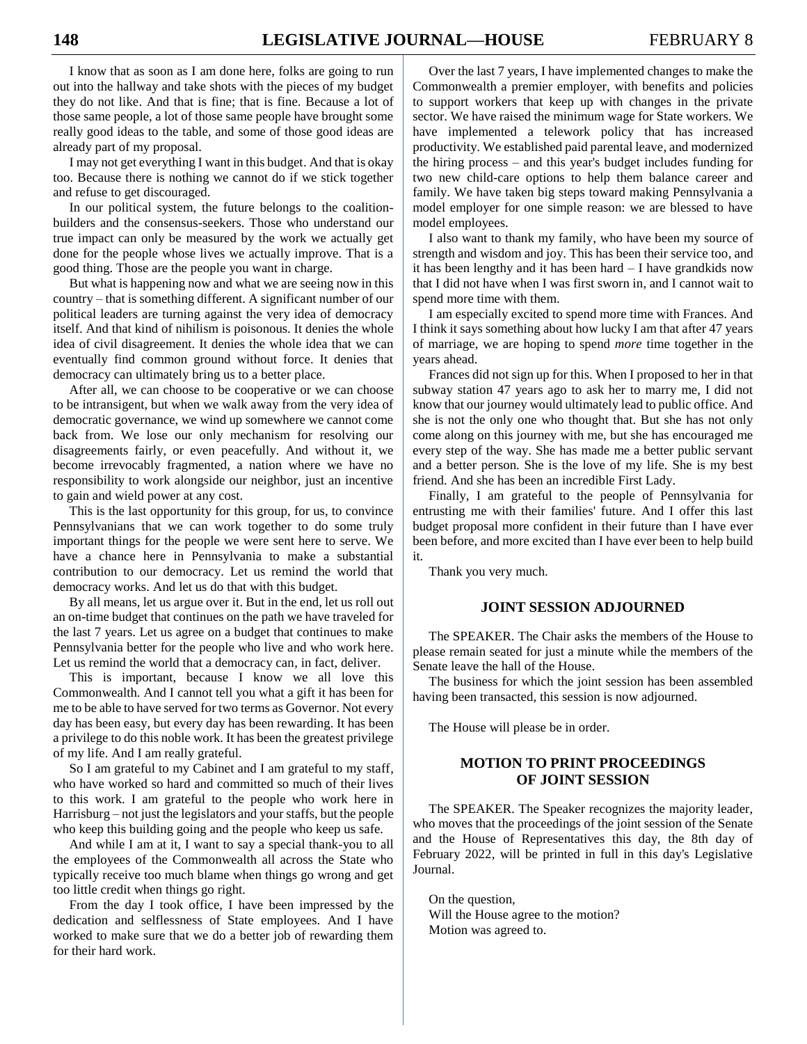I know that as soon as I am done here, folks are going to run out into the hallway and take shots with the pieces of my budget they do not like. And that is fine; that is fine. Because a lot of those same people, a lot of those same people have brought some really good ideas to the table, and some of those good ideas are already part of my proposal.

I may not get everything I want in this budget. And that is okay too. Because there is nothing we cannot do if we stick together and refuse to get discouraged.

In our political system, the future belongs to the coalition-builders and the consensus-seekers. Those who understand our true impact can only be measured by the work we actually get done for the people whose lives we actually improve. That is a good thing. Those are the people you want in charge.

But what is happening now and what we are seeing now in this country – that is something different. A significant number of our political leaders are turning against the very idea of democracy itself. And that kind of nihilism is poisonous. It denies the whole idea of civil disagreement. It denies the whole idea that we can eventually find common ground without force. It denies that democracy can ultimately bring us to a better place.

After all, we can choose to be cooperative or we can choose to be intransigent, but when we walk away from the very idea of democratic governance, we wind up somewhere we cannot come back from. We lose our only mechanism for resolving our disagreements fairly, or even peacefully. And without it, we become irrevocably fragmented, a nation where we have no responsibility to work alongside our neighbor, just an incentive to gain and wield power at any cost.

This is the last opportunity for this group, for us, to convince Pennsylvanians that we can work together to do some truly important things for the people we were sent here to serve. We have a chance here in Pennsylvania to make a substantial contribution to our democracy. Let us remind the world that democracy works. And let us do that with this budget.

By all means, let us argue over it. But in the end, let us roll out an on-time budget that continues on the path we have traveled for the last 7 years. Let us agree on a budget that continues to make Pennsylvania better for the people who live and who work here. Let us remind the world that a democracy can, in fact, deliver.

This is important, because I know we all love this Commonwealth. And I cannot tell you what a gift it has been for me to be able to have served for two terms as Governor. Not every day has been easy, but every day has been rewarding. It has been a privilege to do this noble work. It has been the greatest privilege of my life. And I am really grateful.

So I am grateful to my Cabinet and I am grateful to my staff, who have worked so hard and committed so much of their lives to this work. I am grateful to the people who work here in Harrisburg – not just the legislators and your staffs, but the people who keep this building going and the people who keep us safe.

And while I am at it, I want to say a special thank-you to all the employees of the Commonwealth all across the State who typically receive too much blame when things go wrong and get too little credit when things go right.

From the day I took office, I have been impressed by the dedication and selflessness of State employees. And I have worked to make sure that we do a better job of rewarding them for their hard work.

Over the last 7 years, I have implemented changes to make the Commonwealth a premier employer, with benefits and policies to support workers that keep up with changes in the private sector. We have raised the minimum wage for State workers. We have implemented a telework policy that has increased productivity. We established paid parental leave, and modernized the hiring process – and this year's budget includes funding for two new child-care options to help them balance career and family. We have taken big steps toward making Pennsylvania a model employer for one simple reason: we are blessed to have model employees.

I also want to thank my family, who have been my source of strength and wisdom and joy. This has been their service too, and it has been lengthy and it has been hard – I have grandkids now that I did not have when I was first sworn in, and I cannot wait to spend more time with them.

I am especially excited to spend more time with Frances. And I think it says something about how lucky I am that after 47 years of marriage, we are hoping to spend *more* time together in the years ahead.

Frances did not sign up for this. When I proposed to her in that subway station 47 years ago to ask her to marry me, I did not know that our journey would ultimately lead to public office. And she is not the only one who thought that. But she has not only come along on this journey with me, but she has encouraged me every step of the way. She has made me a better public servant and a better person. She is the love of my life. She is my best friend. And she has been an incredible First Lady.

Finally, I am grateful to the people of Pennsylvania for entrusting me with their families' future. And I offer this last budget proposal more confident in their future than I have ever been before, and more excited than I have ever been to help build it.

Thank you very much.

## JOINT SESSION ADJOURNED

The SPEAKER. The Chair asks the members of the House to please remain seated for just a minute while the members of the Senate leave the hall of the House.

The business for which the joint session has been assembled having been transacted, this session is now adjourned.

The House will please be in order.

## MOTION TO PRINT PROCEEDINGS OF JOINT SESSION

The SPEAKER. The Speaker recognizes the majority leader, who moves that the proceedings of the joint session of the Senate and the House of Representatives this day, the 8th day of February 2022, will be printed in full in this day's Legislative Journal.

On the question,
Will the House agree to the motion?
Motion was agreed to.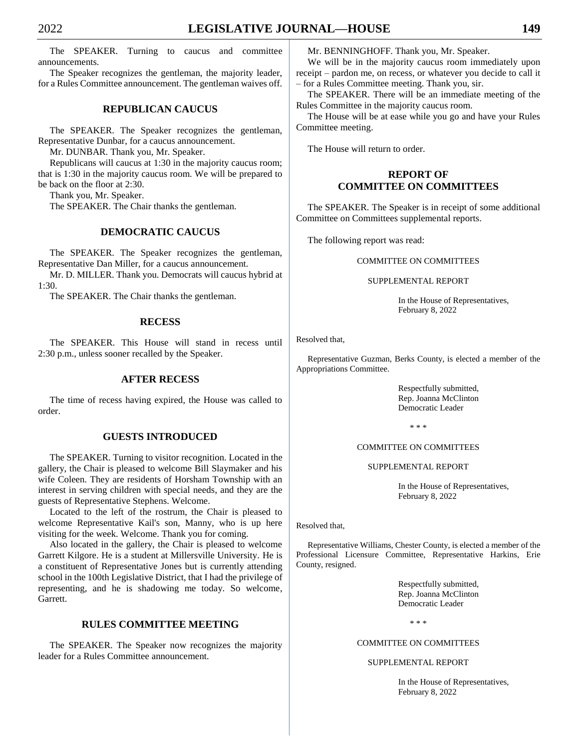The SPEAKER. Turning to caucus and committee announcements.

The Speaker recognizes the gentleman, the majority leader, for a Rules Committee announcement. The gentleman waives off.

## REPUBLICAN CAUCUS

The SPEAKER. The Speaker recognizes the gentleman, Representative Dunbar, for a caucus announcement.

Mr. DUNBAR. Thank you, Mr. Speaker.

Republicans will caucus at 1:30 in the majority caucus room; that is 1:30 in the majority caucus room. We will be prepared to be back on the floor at 2:30.

Thank you, Mr. Speaker.

The SPEAKER. The Chair thanks the gentleman.

## DEMOCRATIC CAUCUS

The SPEAKER. The Speaker recognizes the gentleman, Representative Dan Miller, for a caucus announcement.

Mr. D. MILLER. Thank you. Democrats will caucus hybrid at 1:30.

The SPEAKER. The Chair thanks the gentleman.

## RECESS

The SPEAKER. This House will stand in recess until 2:30 p.m., unless sooner recalled by the Speaker.

## AFTER RECESS

The time of recess having expired, the House was called to order.

## GUESTS INTRODUCED

The SPEAKER. Turning to visitor recognition. Located in the gallery, the Chair is pleased to welcome Bill Slaymaker and his wife Coleen. They are residents of Horsham Township with an interest in serving children with special needs, and they are the guests of Representative Stephens. Welcome.

Located to the left of the rostrum, the Chair is pleased to welcome Representative Kail's son, Manny, who is up here visiting for the week. Welcome. Thank you for coming.

Also located in the gallery, the Chair is pleased to welcome Garrett Kilgore. He is a student at Millersville University. He is a constituent of Representative Jones but is currently attending school in the 100th Legislative District, that I had the privilege of representing, and he is shadowing me today. So welcome, Garrett.

## RULES COMMITTEE MEETING

The SPEAKER. The Speaker now recognizes the majority leader for a Rules Committee announcement.

Mr. BENNINGHOFF. Thank you, Mr. Speaker.

We will be in the majority caucus room immediately upon receipt – pardon me, on recess, or whatever you decide to call it – for a Rules Committee meeting. Thank you, sir.

The SPEAKER. There will be an immediate meeting of the Rules Committee in the majority caucus room.

The House will be at ease while you go and have your Rules Committee meeting.

The House will return to order.

## REPORT OF COMMITTEE ON COMMITTEES

The SPEAKER. The Speaker is in receipt of some additional Committee on Committees supplemental reports.

The following report was read:

COMMITTEE ON COMMITTEES

SUPPLEMENTAL REPORT

In the House of Representatives,
February 8, 2022

Resolved that,

Representative Guzman, Berks County, is elected a member of the Appropriations Committee.

Respectfully submitted,
Rep. Joanna McClinton
Democratic Leader

\* \* \*

COMMITTEE ON COMMITTEES

SUPPLEMENTAL REPORT

In the House of Representatives,
February 8, 2022

Resolved that,

Representative Williams, Chester County, is elected a member of the Professional Licensure Committee, Representative Harkins, Erie County, resigned.

Respectfully submitted,
Rep. Joanna McClinton
Democratic Leader

\* \* \*

COMMITTEE ON COMMITTEES

SUPPLEMENTAL REPORT

In the House of Representatives,
February 8, 2022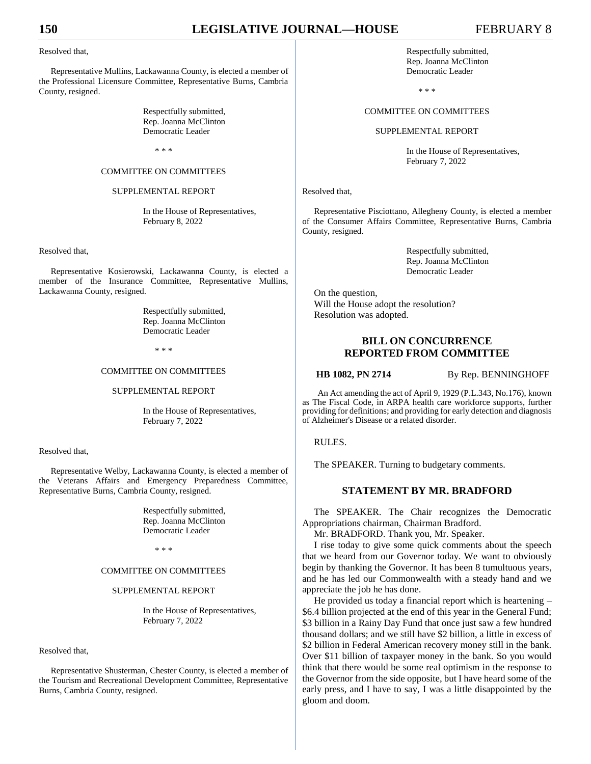Resolved that,

Representative Mullins, Lackawanna County, is elected a member of the Professional Licensure Committee, Representative Burns, Cambria County, resigned.

Respectfully submitted,
Rep. Joanna McClinton
Democratic Leader

\* \* \*

COMMITTEE ON COMMITTEES

SUPPLEMENTAL REPORT

In the House of Representatives,
February 8, 2022

Resolved that,

Representative Kosierowski, Lackawanna County, is elected a member of the Insurance Committee, Representative Mullins, Lackawanna County, resigned.

Respectfully submitted,
Rep. Joanna McClinton
Democratic Leader

\* \* \*

COMMITTEE ON COMMITTEES

SUPPLEMENTAL REPORT

In the House of Representatives,
February 7, 2022

Resolved that,

Representative Welby, Lackawanna County, is elected a member of the Veterans Affairs and Emergency Preparedness Committee, Representative Burns, Cambria County, resigned.

Respectfully submitted,
Rep. Joanna McClinton
Democratic Leader

\* \* \*

COMMITTEE ON COMMITTEES

SUPPLEMENTAL REPORT

In the House of Representatives,
February 7, 2022

Resolved that,

Representative Shusterman, Chester County, is elected a member of the Tourism and Recreational Development Committee, Representative Burns, Cambria County, resigned.

Respectfully submitted,
Rep. Joanna McClinton
Democratic Leader

\* \* \*

COMMITTEE ON COMMITTEES

SUPPLEMENTAL REPORT

In the House of Representatives,
February 7, 2022

Resolved that,

Representative Pisciottano, Allegheny County, is elected a member of the Consumer Affairs Committee, Representative Burns, Cambria County, resigned.

Respectfully submitted,
Rep. Joanna McClinton
Democratic Leader

On the question,
Will the House adopt the resolution?
Resolution was adopted.

## BILL ON CONCURRENCE REPORTED FROM COMMITTEE

**HB 1082, PN 2714** By Rep. BENNINGHOFF

An Act amending the act of April 9, 1929 (P.L.343, No.176), known as The Fiscal Code, in ARPA health care workforce supports, further providing for definitions; and providing for early detection and diagnosis of Alzheimer's Disease or a related disorder.

RULES.

The SPEAKER. Turning to budgetary comments.

## STATEMENT BY MR. BRADFORD

The SPEAKER. The Chair recognizes the Democratic Appropriations chairman, Chairman Bradford.

Mr. BRADFORD. Thank you, Mr. Speaker.

I rise today to give some quick comments about the speech that we heard from our Governor today. We want to obviously begin by thanking the Governor. It has been 8 tumultuous years, and he has led our Commonwealth with a steady hand and we appreciate the job he has done.

He provided us today a financial report which is heartening – $6.4 billion projected at the end of this year in the General Fund; $3 billion in a Rainy Day Fund that once just saw a few hundred thousand dollars; and we still have $2 billion, a little in excess of $2 billion in Federal American recovery money still in the bank. Over $11 billion of taxpayer money in the bank. So you would think that there would be some real optimism in the response to the Governor from the side opposite, but I have heard some of the early press, and I have to say, I was a little disappointed by the gloom and doom.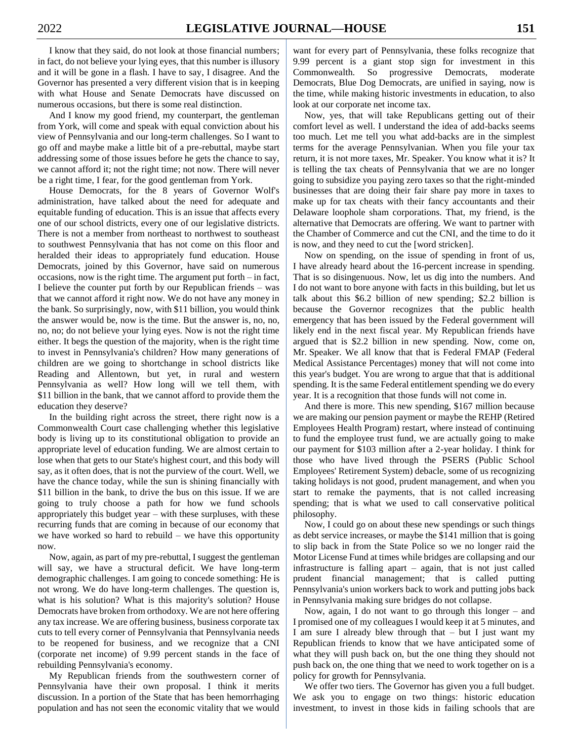I know that they said, do not look at those financial numbers; in fact, do not believe your lying eyes, that this number is illusory and it will be gone in a flash. I have to say, I disagree. And the Governor has presented a very different vision that is in keeping with what House and Senate Democrats have discussed on numerous occasions, but there is some real distinction.

And I know my good friend, my counterpart, the gentleman from York, will come and speak with equal conviction about his view of Pennsylvania and our long-term challenges. So I want to go off and maybe make a little bit of a pre-rebuttal, maybe start addressing some of those issues before he gets the chance to say, we cannot afford it; not the right time; not now. There will never be a right time, I fear, for the good gentleman from York.

House Democrats, for the 8 years of Governor Wolf's administration, have talked about the need for adequate and equitable funding of education. This is an issue that affects every one of our school districts, every one of our legislative districts. There is not a member from northeast to northwest to southeast to southwest Pennsylvania that has not come on this floor and heralded their ideas to appropriately fund education. House Democrats, joined by this Governor, have said on numerous occasions, now is the right time. The argument put forth – in fact, I believe the counter put forth by our Republican friends – was that we cannot afford it right now. We do not have any money in the bank. So surprisingly, now, with $11 billion, you would think the answer would be, now is the time. But the answer is, no, no, no, no; do not believe your lying eyes. Now is not the right time either. It begs the question of the majority, when is the right time to invest in Pennsylvania's children? How many generations of children are we going to shortchange in school districts like Reading and Allentown, but yet, in rural and western Pennsylvania as well? How long will we tell them, with $11 billion in the bank, that we cannot afford to provide them the education they deserve?

In the building right across the street, there right now is a Commonwealth Court case challenging whether this legislative body is living up to its constitutional obligation to provide an appropriate level of education funding. We are almost certain to lose when that gets to our State's highest court, and this body will say, as it often does, that is not the purview of the court. Well, we have the chance today, while the sun is shining financially with $11 billion in the bank, to drive the bus on this issue. If we are going to truly choose a path for how we fund schools appropriately this budget year – with these surpluses, with these recurring funds that are coming in because of our economy that we have worked so hard to rebuild – we have this opportunity now.

Now, again, as part of my pre-rebuttal, I suggest the gentleman will say, we have a structural deficit. We have long-term demographic challenges. I am going to concede something: He is not wrong. We do have long-term challenges. The question is, what is his solution? What is this majority's solution? House Democrats have broken from orthodoxy. We are not here offering any tax increase. We are offering business, business corporate tax cuts to tell every corner of Pennsylvania that Pennsylvania needs to be reopened for business, and we recognize that a CNI (corporate net income) of 9.99 percent stands in the face of rebuilding Pennsylvania's economy.

My Republican friends from the southwestern corner of Pennsylvania have their own proposal. I think it merits discussion. In a portion of the State that has been hemorrhaging population and has not seen the economic vitality that we would want for every part of Pennsylvania, these folks recognize that 9.99 percent is a giant stop sign for investment in this Commonwealth. So progressive Democrats, moderate Democrats, Blue Dog Democrats, are unified in saying, now is the time, while making historic investments in education, to also look at our corporate net income tax.

Now, yes, that will take Republicans getting out of their comfort level as well. I understand the idea of add-backs seems too much. Let me tell you what add-backs are in the simplest terms for the average Pennsylvanian. When you file your tax return, it is not more taxes, Mr. Speaker. You know what it is? It is telling the tax cheats of Pennsylvania that we are no longer going to subsidize you paying zero taxes so that the right-minded businesses that are doing their fair share pay more in taxes to make up for tax cheats with their fancy accountants and their Delaware loophole sham corporations. That, my friend, is the alternative that Democrats are offering. We want to partner with the Chamber of Commerce and cut the CNI, and the time to do it is now, and they need to cut the [word stricken].

Now on spending, on the issue of spending in front of us, I have already heard about the 16-percent increase in spending. That is so disingenuous. Now, let us dig into the numbers. And I do not want to bore anyone with facts in this building, but let us talk about this $6.2 billion of new spending; $2.2 billion is because the Governor recognizes that the public health emergency that has been issued by the Federal government will likely end in the next fiscal year. My Republican friends have argued that is $2.2 billion in new spending. Now, come on, Mr. Speaker. We all know that that is Federal FMAP (Federal Medical Assistance Percentages) money that will not come into this year's budget. You are wrong to argue that that is additional spending. It is the same Federal entitlement spending we do every year. It is a recognition that those funds will not come in.

And there is more. This new spending, $167 million because we are making our pension payment or maybe the REHP (Retired Employees Health Program) restart, where instead of continuing to fund the employee trust fund, we are actually going to make our payment for $103 million after a 2-year holiday. I think for those who have lived through the PSERS (Public School Employees' Retirement System) debacle, some of us recognizing taking holidays is not good, prudent management, and when you start to remake the payments, that is not called increasing spending; that is what we used to call conservative political philosophy.

Now, I could go on about these new spendings or such things as debt service increases, or maybe the $141 million that is going to slip back in from the State Police so we no longer raid the Motor License Fund at times while bridges are collapsing and our infrastructure is falling apart – again, that is not just called prudent financial management; that is called putting Pennsylvania's union workers back to work and putting jobs back in Pennsylvania making sure bridges do not collapse.

Now, again, I do not want to go through this longer – and I promised one of my colleagues I would keep it at 5 minutes, and I am sure I already blew through that – but I just want my Republican friends to know that we have anticipated some of what they will push back on, but the one thing they should not push back on, the one thing that we need to work together on is a policy for growth for Pennsylvania.

We offer two tiers. The Governor has given you a full budget. We ask you to engage on two things: historic education investment, to invest in those kids in failing schools that are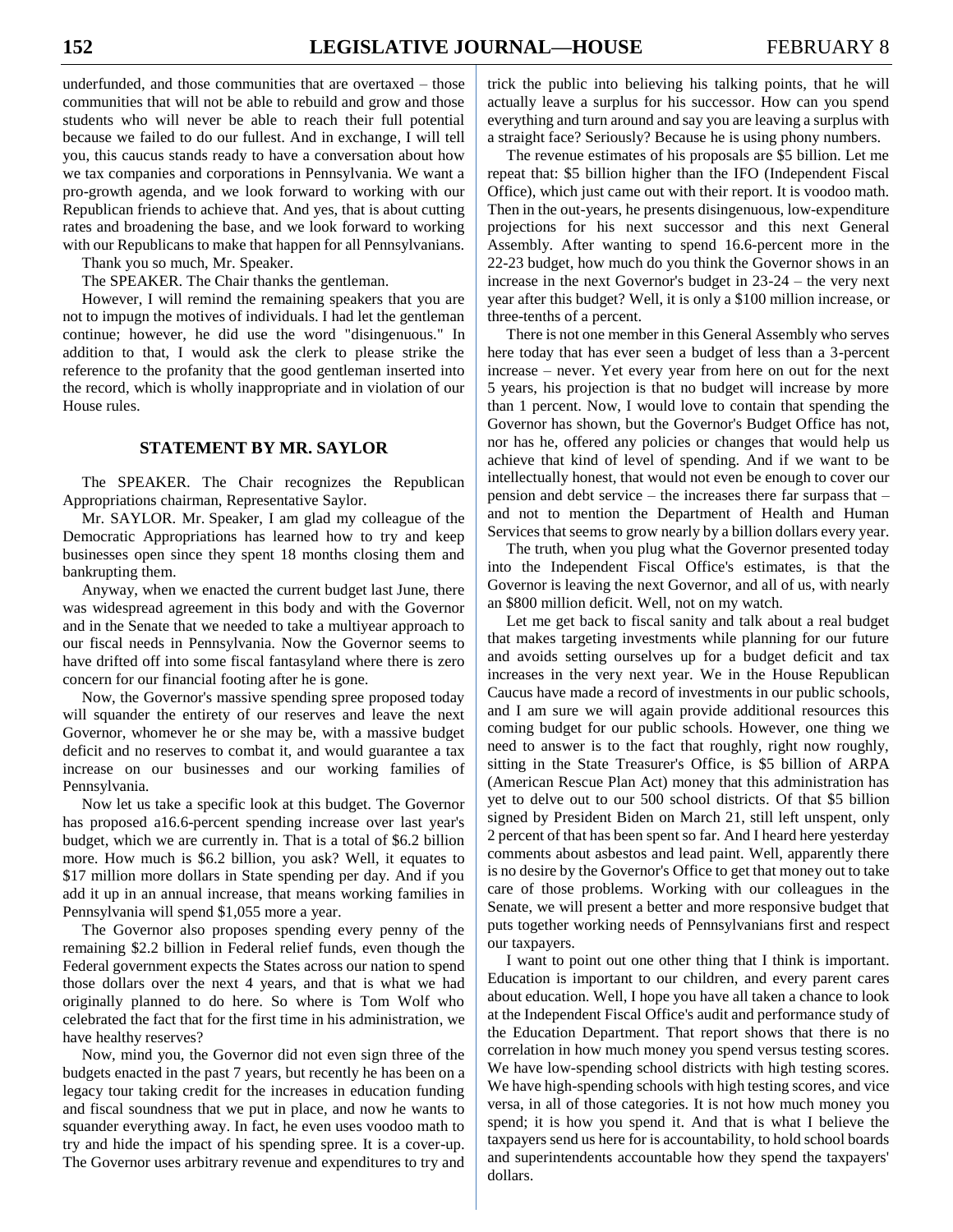underfunded, and those communities that are overtaxed – those communities that will not be able to rebuild and grow and those students who will never be able to reach their full potential because we failed to do our fullest. And in exchange, I will tell you, this caucus stands ready to have a conversation about how we tax companies and corporations in Pennsylvania. We want a pro-growth agenda, and we look forward to working with our Republican friends to achieve that. And yes, that is about cutting rates and broadening the base, and we look forward to working with our Republicans to make that happen for all Pennsylvanians.

Thank you so much, Mr. Speaker.

The SPEAKER. The Chair thanks the gentleman.

However, I will remind the remaining speakers that you are not to impugn the motives of individuals. I had let the gentleman continue; however, he did use the word "disingenuous." In addition to that, I would ask the clerk to please strike the reference to the profanity that the good gentleman inserted into the record, which is wholly inappropriate and in violation of our House rules.

## STATEMENT BY MR. SAYLOR

The SPEAKER. The Chair recognizes the Republican Appropriations chairman, Representative Saylor.

Mr. SAYLOR. Mr. Speaker, I am glad my colleague of the Democratic Appropriations has learned how to try and keep businesses open since they spent 18 months closing them and bankrupting them.

Anyway, when we enacted the current budget last June, there was widespread agreement in this body and with the Governor and in the Senate that we needed to take a multiyear approach to our fiscal needs in Pennsylvania. Now the Governor seems to have drifted off into some fiscal fantasyland where there is zero concern for our financial footing after he is gone.

Now, the Governor's massive spending spree proposed today will squander the entirety of our reserves and leave the next Governor, whomever he or she may be, with a massive budget deficit and no reserves to combat it, and would guarantee a tax increase on our businesses and our working families of Pennsylvania.

Now let us take a specific look at this budget. The Governor has proposed a16.6-percent spending increase over last year's budget, which we are currently in. That is a total of $6.2 billion more. How much is $6.2 billion, you ask? Well, it equates to $17 million more dollars in State spending per day. And if you add it up in an annual increase, that means working families in Pennsylvania will spend $1,055 more a year.

The Governor also proposes spending every penny of the remaining $2.2 billion in Federal relief funds, even though the Federal government expects the States across our nation to spend those dollars over the next 4 years, and that is what we had originally planned to do here. So where is Tom Wolf who celebrated the fact that for the first time in his administration, we have healthy reserves?

Now, mind you, the Governor did not even sign three of the budgets enacted in the past 7 years, but recently he has been on a legacy tour taking credit for the increases in education funding and fiscal soundness that we put in place, and now he wants to squander everything away. In fact, he even uses voodoo math to try and hide the impact of his spending spree. It is a cover-up. The Governor uses arbitrary revenue and expenditures to try and trick the public into believing his talking points, that he will actually leave a surplus for his successor. How can you spend everything and turn around and say you are leaving a surplus with a straight face? Seriously? Because he is using phony numbers.

The revenue estimates of his proposals are $5 billion. Let me repeat that: $5 billion higher than the IFO (Independent Fiscal Office), which just came out with their report. It is voodoo math. Then in the out-years, he presents disingenuous, low-expenditure projections for his next successor and this next General Assembly. After wanting to spend 16.6-percent more in the 22-23 budget, how much do you think the Governor shows in an increase in the next Governor's budget in 23-24 – the very next year after this budget? Well, it is only a $100 million increase, or three-tenths of a percent.

There is not one member in this General Assembly who serves here today that has ever seen a budget of less than a 3-percent increase – never. Yet every year from here on out for the next 5 years, his projection is that no budget will increase by more than 1 percent. Now, I would love to contain that spending the Governor has shown, but the Governor's Budget Office has not, nor has he, offered any policies or changes that would help us achieve that kind of level of spending. And if we want to be intellectually honest, that would not even be enough to cover our pension and debt service – the increases there far surpass that – and not to mention the Department of Health and Human Services that seems to grow nearly by a billion dollars every year.

The truth, when you plug what the Governor presented today into the Independent Fiscal Office's estimates, is that the Governor is leaving the next Governor, and all of us, with nearly an $800 million deficit. Well, not on my watch.

Let me get back to fiscal sanity and talk about a real budget that makes targeting investments while planning for our future and avoids setting ourselves up for a budget deficit and tax increases in the very next year. We in the House Republican Caucus have made a record of investments in our public schools, and I am sure we will again provide additional resources this coming budget for our public schools. However, one thing we need to answer is to the fact that roughly, right now roughly, sitting in the State Treasurer's Office, is $5 billion of ARPA (American Rescue Plan Act) money that this administration has yet to delve out to our 500 school districts. Of that $5 billion signed by President Biden on March 21, still left unspent, only 2 percent of that has been spent so far. And I heard here yesterday comments about asbestos and lead paint. Well, apparently there is no desire by the Governor's Office to get that money out to take care of those problems. Working with our colleagues in the Senate, we will present a better and more responsive budget that puts together working needs of Pennsylvanians first and respect our taxpayers.

I want to point out one other thing that I think is important. Education is important to our children, and every parent cares about education. Well, I hope you have all taken a chance to look at the Independent Fiscal Office's audit and performance study of the Education Department. That report shows that there is no correlation in how much money you spend versus testing scores. We have low-spending school districts with high testing scores. We have high-spending schools with high testing scores, and vice versa, in all of those categories. It is not how much money you spend; it is how you spend it. And that is what I believe the taxpayers send us here for is accountability, to hold school boards and superintendents accountable how they spend the taxpayers' dollars.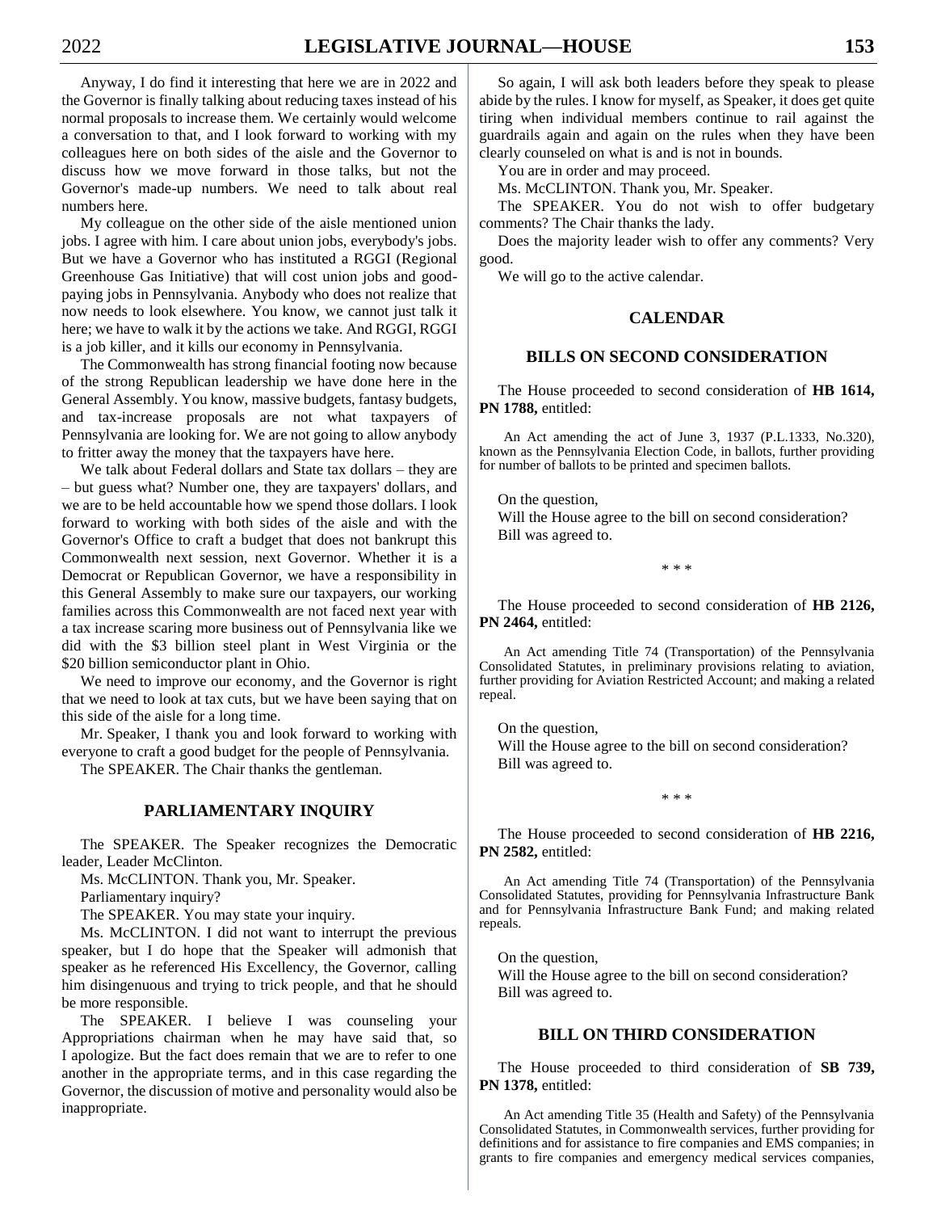Anyway, I do find it interesting that here we are in 2022 and the Governor is finally talking about reducing taxes instead of his normal proposals to increase them. We certainly would welcome a conversation to that, and I look forward to working with my colleagues here on both sides of the aisle and the Governor to discuss how we move forward in those talks, but not the Governor's made-up numbers. We need to talk about real numbers here.

My colleague on the other side of the aisle mentioned union jobs. I agree with him. I care about union jobs, everybody's jobs. But we have a Governor who has instituted a RGGI (Regional Greenhouse Gas Initiative) that will cost union jobs and good-paying jobs in Pennsylvania. Anybody who does not realize that now needs to look elsewhere. You know, we cannot just talk it here; we have to walk it by the actions we take. And RGGI, RGGI is a job killer, and it kills our economy in Pennsylvania.

The Commonwealth has strong financial footing now because of the strong Republican leadership we have done here in the General Assembly. You know, massive budgets, fantasy budgets, and tax-increase proposals are not what taxpayers of Pennsylvania are looking for. We are not going to allow anybody to fritter away the money that the taxpayers have here.

We talk about Federal dollars and State tax dollars – they are – but guess what? Number one, they are taxpayers' dollars, and we are to be held accountable how we spend those dollars. I look forward to working with both sides of the aisle and with the Governor's Office to craft a budget that does not bankrupt this Commonwealth next session, next Governor. Whether it is a Democrat or Republican Governor, we have a responsibility in this General Assembly to make sure our taxpayers, our working families across this Commonwealth are not faced next year with a tax increase scaring more business out of Pennsylvania like we did with the $3 billion steel plant in West Virginia or the $20 billion semiconductor plant in Ohio.

We need to improve our economy, and the Governor is right that we need to look at tax cuts, but we have been saying that on this side of the aisle for a long time.

Mr. Speaker, I thank you and look forward to working with everyone to craft a good budget for the people of Pennsylvania.

The SPEAKER. The Chair thanks the gentleman.

## PARLIAMENTARY INQUIRY

The SPEAKER. The Speaker recognizes the Democratic leader, Leader McClinton.

Ms. McCLINTON. Thank you, Mr. Speaker.

Parliamentary inquiry?

The SPEAKER. You may state your inquiry.

Ms. McCLINTON. I did not want to interrupt the previous speaker, but I do hope that the Speaker will admonish that speaker as he referenced His Excellency, the Governor, calling him disingenuous and trying to trick people, and that he should be more responsible.

The SPEAKER. I believe I was counseling your Appropriations chairman when he may have said that, so I apologize. But the fact does remain that we are to refer to one another in the appropriate terms, and in this case regarding the Governor, the discussion of motive and personality would also be inappropriate.

So again, I will ask both leaders before they speak to please abide by the rules. I know for myself, as Speaker, it does get quite tiring when individual members continue to rail against the guardrails again and again on the rules when they have been clearly counseled on what is and is not in bounds.

You are in order and may proceed.

Ms. McCLINTON. Thank you, Mr. Speaker.

The SPEAKER. You do not wish to offer budgetary comments? The Chair thanks the lady.

Does the majority leader wish to offer any comments? Very good.

We will go to the active calendar.

## CALENDAR

### BILLS ON SECOND CONSIDERATION

The House proceeded to second consideration of **HB 1614, PN 1788,** entitled:

An Act amending the act of June 3, 1937 (P.L.1333, No.320), known as the Pennsylvania Election Code, in ballots, further providing for number of ballots to be printed and specimen ballots.

On the question,
Will the House agree to the bill on second consideration?
Bill was agreed to.

* * *

The House proceeded to second consideration of **HB 2126, PN 2464,** entitled:

An Act amending Title 74 (Transportation) of the Pennsylvania Consolidated Statutes, in preliminary provisions relating to aviation, further providing for Aviation Restricted Account; and making a related repeal.

On the question,
Will the House agree to the bill on second consideration?
Bill was agreed to.

* * *

The House proceeded to second consideration of **HB 2216, PN 2582,** entitled:

An Act amending Title 74 (Transportation) of the Pennsylvania Consolidated Statutes, providing for Pennsylvania Infrastructure Bank and for Pennsylvania Infrastructure Bank Fund; and making related repeals.

On the question,
Will the House agree to the bill on second consideration?
Bill was agreed to.

### BILL ON THIRD CONSIDERATION

The House proceeded to third consideration of **SB 739, PN 1378,** entitled:

An Act amending Title 35 (Health and Safety) of the Pennsylvania Consolidated Statutes, in Commonwealth services, further providing for definitions and for assistance to fire companies and EMS companies; in grants to fire companies and emergency medical services companies,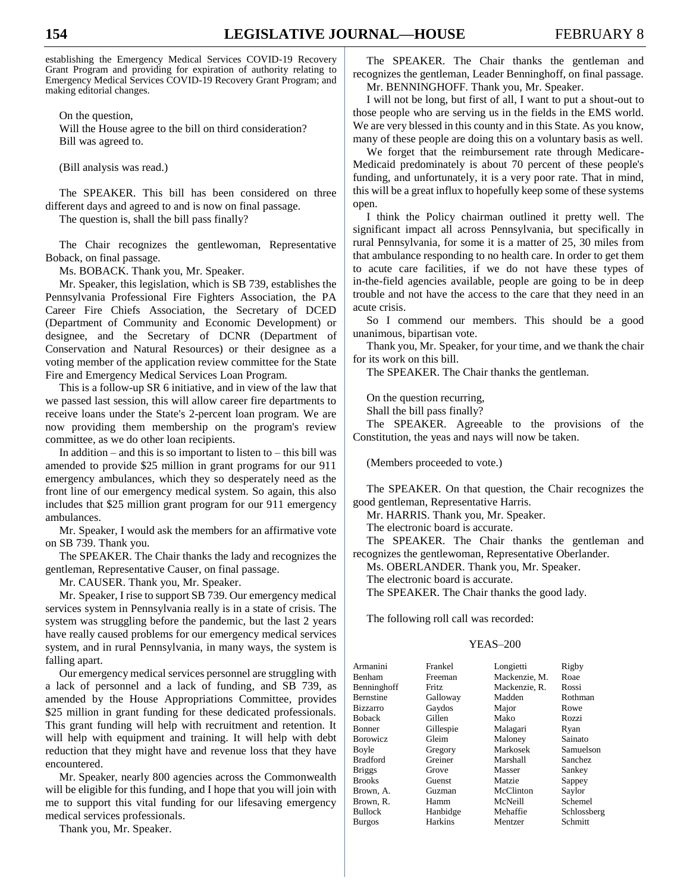establishing the Emergency Medical Services COVID-19 Recovery Grant Program and providing for expiration of authority relating to Emergency Medical Services COVID-19 Recovery Grant Program; and making editorial changes.

On the question,
Will the House agree to the bill on third consideration?
Bill was agreed to.

(Bill analysis was read.)

The SPEAKER. This bill has been considered on three different days and agreed to and is now on final passage.
The question is, shall the bill pass finally?

The Chair recognizes the gentlewoman, Representative Boback, on final passage.

Ms. BOBACK. Thank you, Mr. Speaker.

Mr. Speaker, this legislation, which is SB 739, establishes the Pennsylvania Professional Fire Fighters Association, the PA Career Fire Chiefs Association, the Secretary of DCED (Department of Community and Economic Development) or designee, and the Secretary of DCNR (Department of Conservation and Natural Resources) or their designee as a voting member of the application review committee for the State Fire and Emergency Medical Services Loan Program.

This is a follow-up SR 6 initiative, and in view of the law that we passed last session, this will allow career fire departments to receive loans under the State's 2-percent loan program. We are now providing them membership on the program's review committee, as we do other loan recipients.

In addition – and this is so important to listen to – this bill was amended to provide $25 million in grant programs for our 911 emergency ambulances, which they so desperately need as the front line of our emergency medical system. So again, this also includes that $25 million grant program for our 911 emergency ambulances.

Mr. Speaker, I would ask the members for an affirmative vote on SB 739. Thank you.

The SPEAKER. The Chair thanks the lady and recognizes the gentleman, Representative Causer, on final passage.

Mr. CAUSER. Thank you, Mr. Speaker.

Mr. Speaker, I rise to support SB 739. Our emergency medical services system in Pennsylvania really is in a state of crisis. The system was struggling before the pandemic, but the last 2 years have really caused problems for our emergency medical services system, and in rural Pennsylvania, in many ways, the system is falling apart.

Our emergency medical services personnel are struggling with a lack of personnel and a lack of funding, and SB 739, as amended by the House Appropriations Committee, provides $25 million in grant funding for these dedicated professionals. This grant funding will help with recruitment and retention. It will help with equipment and training. It will help with debt reduction that they might have and revenue loss that they have encountered.

Mr. Speaker, nearly 800 agencies across the Commonwealth will be eligible for this funding, and I hope that you will join with me to support this vital funding for our lifesaving emergency medical services professionals.

Thank you, Mr. Speaker.

The SPEAKER. The Chair thanks the gentleman and recognizes the gentleman, Leader Benninghoff, on final passage.

Mr. BENNINGHOFF. Thank you, Mr. Speaker.

I will not be long, but first of all, I want to put a shout-out to those people who are serving us in the fields in the EMS world. We are very blessed in this county and in this State. As you know, many of these people are doing this on a voluntary basis as well.

We forget that the reimbursement rate through Medicare-Medicaid predominately is about 70 percent of these people's funding, and unfortunately, it is a very poor rate. That in mind, this will be a great influx to hopefully keep some of these systems open.

I think the Policy chairman outlined it pretty well. The significant impact all across Pennsylvania, but specifically in rural Pennsylvania, for some it is a matter of 25, 30 miles from that ambulance responding to no health care. In order to get them to acute care facilities, if we do not have these types of in-the-field agencies available, people are going to be in deep trouble and not have the access to the care that they need in an acute crisis.

So I commend our members. This should be a good unanimous, bipartisan vote.

Thank you, Mr. Speaker, for your time, and we thank the chair for its work on this bill.

The SPEAKER. The Chair thanks the gentleman.

On the question recurring,
Shall the bill pass finally?

The SPEAKER. Agreeable to the provisions of the Constitution, the yeas and nays will now be taken.

(Members proceeded to vote.)

The SPEAKER. On that question, the Chair recognizes the good gentleman, Representative Harris.

Mr. HARRIS. Thank you, Mr. Speaker.

The electronic board is accurate.

The SPEAKER. The Chair thanks the gentleman and recognizes the gentlewoman, Representative Oberlander.

Ms. OBERLANDER. Thank you, Mr. Speaker.

The electronic board is accurate.

The SPEAKER. The Chair thanks the good lady.

The following roll call was recorded:

YEAS–200

| | | | |
|---|---|---|---|
| Armanini | Frankel | Longietti | Rigby |
| Benham | Freeman | Mackenzie, M. | Roae |
| Benninghoff | Fritz | Mackenzie, R. | Rossi |
| Bernstine | Galloway | Madden | Rothman |
| Bizzarro | Gaydos | Major | Rowe |
| Boback | Gillen | Mako | Rozzi |
| Bonner | Gillespie | Malagari | Ryan |
| Borowicz | Gleim | Maloney | Sainato |
| Boyle | Gregory | Markosek | Samuelson |
| Bradford | Greiner | Marshall | Sanchez |
| Briggs | Grove | Masser | Sankey |
| Brooks | Guenst | Matzie | Sappey |
| Brown, A. | Guzman | McClinton | Saylor |
| Brown, R. | Hamm | McNeill | Schemel |
| Bullock | Hanbidge | Mehaffie | Schlossberg |
| Burgos | Harkins | Mentzer | Schmitt |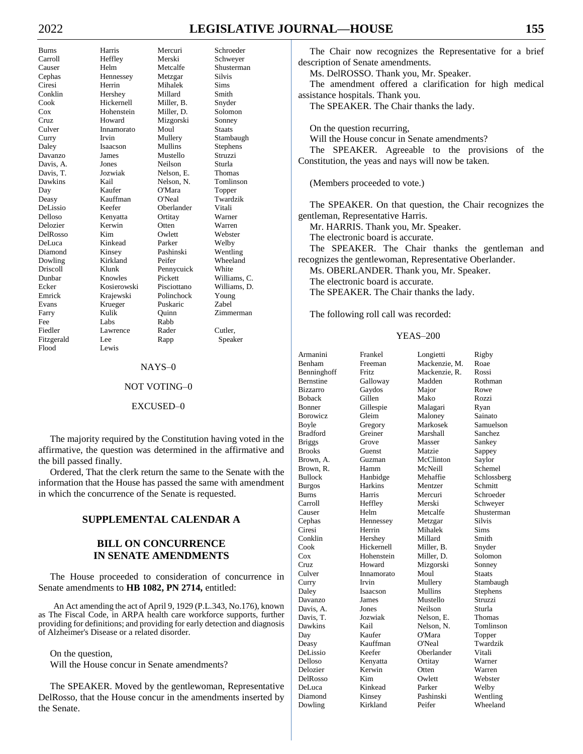| | | | |
|---|---|---|---|
| Burns | Harris | Mercuri | Schroeder |
| Carroll | Heffley | Merski | Schweyer |
| Causer | Helm | Metcalfe | Shusterman |
| Cephas | Hennessey | Metzgar | Silvis |
| Ciresi | Herrin | Mihalek | Sims |
| Conklin | Hershey | Millard | Smith |
| Cook | Hickernell | Miller, B. | Snyder |
| Cox | Hohenstein | Miller, D. | Solomon |
| Cruz | Howard | Mizgorski | Sonney |
| Culver | Innamorato | Moul | Staats |
| Curry | Irvin | Mullery | Stambaugh |
| Daley | Isaacson | Mullins | Stephens |
| Davanzo | James | Mustello | Struzzi |
| Davis, A. | Jones | Neilson | Sturla |
| Davis, T. | Jozwiak | Nelson, E. | Thomas |
| Dawkins | Kail | Nelson, N. | Tomlinson |
| Day | Kaufer | O'Mara | Topper |
| Deasy | Kauffman | O'Neal | Twardzik |
| DeLissio | Keefer | Oberlander | Vitali |
| Delloso | Kenyatta | Ortitay | Warner |
| Delozier | Kerwin | Otten | Warren |
| DelRosso | Kim | Owlett | Webster |
| DeLuca | Kinkead | Parker | Welby |
| Diamond | Kinsey | Pashinski | Wentling |
| Dowling | Kirkland | Peifer | Wheeland |
| Driscoll | Klunk | Pennycuick | White |
| Dunbar | Knowles | Pickett | Williams, C. |
| Ecker | Kosierowski | Pisciottano | Williams, D. |
| Emrick | Krajewski | Polinchock | Young |
| Evans | Krueger | Puskaric | Zabel |
| Farry | Kulik | Quinn | Zimmerman |
| Fee | Labs | Rabb | |
| Fiedler | Lawrence | Rader | Cutler, |
| Fitzgerald | Lee | Rapp | Speaker |
| Flood | Lewis | | |

NAYS–0

NOT VOTING–0

EXCUSED–0

The majority required by the Constitution having voted in the affirmative, the question was determined in the affirmative and the bill passed finally.

Ordered, That the clerk return the same to the Senate with the information that the House has passed the same with amendment in which the concurrence of the Senate is requested.

## SUPPLEMENTAL CALENDAR A

### BILL ON CONCURRENCE IN SENATE AMENDMENTS

The House proceeded to consideration of concurrence in Senate amendments to **HB 1082, PN 2714,** entitled:

An Act amending the act of April 9, 1929 (P.L.343, No.176), known as The Fiscal Code, in ARPA health care workforce supports, further providing for definitions; and providing for early detection and diagnosis of Alzheimer's Disease or a related disorder.

On the question,
Will the House concur in Senate amendments?

The SPEAKER. Moved by the gentlewoman, Representative DelRosso, that the House concur in the amendments inserted by the Senate.

The Chair now recognizes the Representative for a brief description of Senate amendments.

Ms. DelROSSO. Thank you, Mr. Speaker.

The amendment offered a clarification for high medical assistance hospitals. Thank you.

The SPEAKER. The Chair thanks the lady.

On the question recurring,
Will the House concur in Senate amendments?

The SPEAKER. Agreeable to the provisions of the Constitution, the yeas and nays will now be taken.

(Members proceeded to vote.)

The SPEAKER. On that question, the Chair recognizes the gentleman, Representative Harris.

Mr. HARRIS. Thank you, Mr. Speaker.

The electronic board is accurate.

The SPEAKER. The Chair thanks the gentleman and recognizes the gentlewoman, Representative Oberlander.

Ms. OBERLANDER. Thank you, Mr. Speaker.

The electronic board is accurate.

The SPEAKER. The Chair thanks the lady.

The following roll call was recorded:

YEAS–200

| | | | |
|---|---|---|---|
| Armanini | Frankel | Longietti | Rigby |
| Benham | Freeman | Mackenzie, M. | Roae |
| Benninghoff | Fritz | Mackenzie, R. | Rossi |
| Bernstine | Galloway | Madden | Rothman |
| Bizzarro | Gaydos | Major | Rowe |
| Boback | Gillen | Mako | Rozzi |
| Bonner | Gillespie | Malagari | Ryan |
| Borowicz | Gleim | Maloney | Sainato |
| Boyle | Gregory | Markosek | Samuelson |
| Bradford | Greiner | Marshall | Sanchez |
| Briggs | Grove | Masser | Sankey |
| Brooks | Guenst | Matzie | Sappey |
| Brown, A. | Guzman | McClinton | Saylor |
| Brown, R. | Hamm | McNeill | Schemel |
| Bullock | Hanbidge | Mehaffie | Schlossberg |
| Burgos | Harkins | Mentzer | Schmitt |
| Burns | Harris | Mercuri | Schroeder |
| Carroll | Heffley | Merski | Schweyer |
| Causer | Helm | Metcalfe | Shusterman |
| Cephas | Hennessey | Metzgar | Silvis |
| Ciresi | Herrin | Mihalek | Sims |
| Conklin | Hershey | Millard | Smith |
| Cook | Hickernell | Miller, B. | Snyder |
| Cox | Hohenstein | Miller, D. | Solomon |
| Cruz | Howard | Mizgorski | Sonney |
| Culver | Innamorato | Moul | Staats |
| Curry | Irvin | Mullery | Stambaugh |
| Daley | Isaacson | Mullins | Stephens |
| Davanzo | James | Mustello | Struzzi |
| Davis, A. | Jones | Neilson | Sturla |
| Davis, T. | Jozwiak | Nelson, E. | Thomas |
| Dawkins | Kail | Nelson, N. | Tomlinson |
| Day | Kaufer | O'Mara | Topper |
| Deasy | Kauffman | O'Neal | Twardzik |
| DeLissio | Keefer | Oberlander | Vitali |
| Delloso | Kenyatta | Ortitay | Warner |
| Delozier | Kerwin | Otten | Warren |
| DelRosso | Kim | Owlett | Webster |
| DeLuca | Kinkead | Parker | Welby |
| Diamond | Kinsey | Pashinski | Wentling |
| Dowling | Kirkland | Peifer | Wheeland |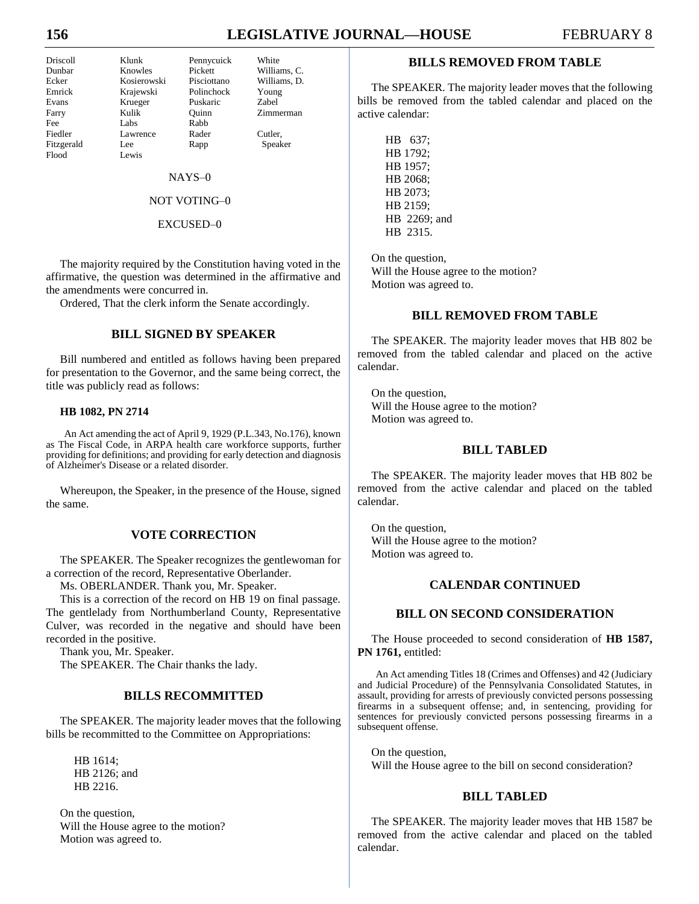| | | | |
|---|---|---|---|
| Driscoll | Klunk | Pennycuick | White |
| Dunbar | Knowles | Pickett | Williams, C. |
| Ecker | Kosierowski | Pisciottano | Williams, D. |
| Emrick | Krajewski | Polinchock | Young |
| Evans | Krueger | Puskaric | Zabel |
| Farry | Kulik | Quinn | Zimmerman |
| Fee | Labs | Rabb | |
| Fiedler | Lawrence | Rader | Cutler, |
| Fitzgerald | Lee | Rapp | Speaker |
| Flood | Lewis | | |

NAYS–0

NOT VOTING–0

EXCUSED–0

The majority required by the Constitution having voted in the affirmative, the question was determined in the affirmative and the amendments were concurred in.

Ordered, That the clerk inform the Senate accordingly.

## BILL SIGNED BY SPEAKER

Bill numbered and entitled as follows having been prepared for presentation to the Governor, and the same being correct, the title was publicly read as follows:

**HB 1082, PN 2714**

An Act amending the act of April 9, 1929 (P.L.343, No.176), known as The Fiscal Code, in ARPA health care workforce supports, further providing for definitions; and providing for early detection and diagnosis of Alzheimer's Disease or a related disorder.

Whereupon, the Speaker, in the presence of the House, signed the same.

## VOTE CORRECTION

The SPEAKER. The Speaker recognizes the gentlewoman for a correction of the record, Representative Oberlander.

Ms. OBERLANDER. Thank you, Mr. Speaker.

This is a correction of the record on HB 19 on final passage. The gentlelady from Northumberland County, Representative Culver, was recorded in the negative and should have been recorded in the positive.

Thank you, Mr. Speaker.

The SPEAKER. The Chair thanks the lady.

## BILLS RECOMMITTED

The SPEAKER. The majority leader moves that the following bills be recommitted to the Committee on Appropriations:

HB 1614;
HB 2126; and
HB 2216.

On the question,
Will the House agree to the motion?
Motion was agreed to.

## BILLS REMOVED FROM TABLE

The SPEAKER. The majority leader moves that the following bills be removed from the tabled calendar and placed on the active calendar:

HB 637;
HB 1792;
HB 1957;
HB 2068;
HB 2073;
HB 2159;
HB 2269; and
HB 2315.

On the question,
Will the House agree to the motion?
Motion was agreed to.

## BILL REMOVED FROM TABLE

The SPEAKER. The majority leader moves that HB 802 be removed from the tabled calendar and placed on the active calendar.

On the question,
Will the House agree to the motion?
Motion was agreed to.

## BILL TABLED

The SPEAKER. The majority leader moves that HB 802 be removed from the active calendar and placed on the tabled calendar.

On the question,
Will the House agree to the motion?
Motion was agreed to.

## CALENDAR CONTINUED

## BILL ON SECOND CONSIDERATION

The House proceeded to second consideration of **HB 1587, PN 1761,** entitled:

An Act amending Titles 18 (Crimes and Offenses) and 42 (Judiciary and Judicial Procedure) of the Pennsylvania Consolidated Statutes, in assault, providing for arrests of previously convicted persons possessing firearms in a subsequent offense; and, in sentencing, providing for sentences for previously convicted persons possessing firearms in a subsequent offense.

On the question,
Will the House agree to the bill on second consideration?

## BILL TABLED

The SPEAKER. The majority leader moves that HB 1587 be removed from the active calendar and placed on the tabled calendar.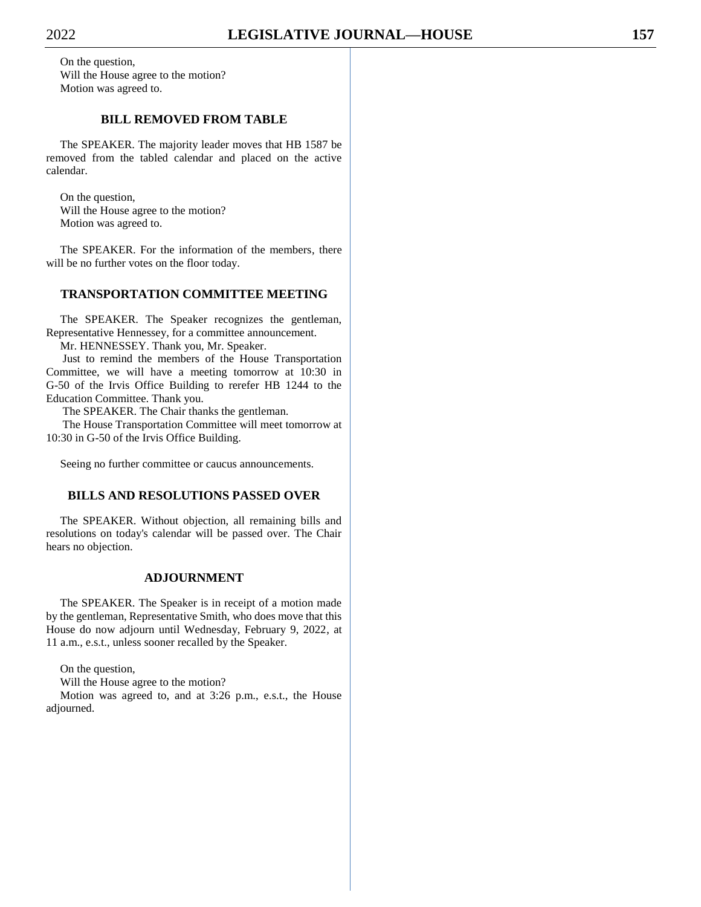On the question,
Will the House agree to the motion?
Motion was agreed to.

## BILL REMOVED FROM TABLE

The SPEAKER. The majority leader moves that HB 1587 be removed from the tabled calendar and placed on the active calendar.

On the question,
Will the House agree to the motion?
Motion was agreed to.

The SPEAKER. For the information of the members, there will be no further votes on the floor today.

## TRANSPORTATION COMMITTEE MEETING

The SPEAKER. The Speaker recognizes the gentleman, Representative Hennessey, for a committee announcement.

Mr. HENNESSEY. Thank you, Mr. Speaker.

Just to remind the members of the House Transportation Committee, we will have a meeting tomorrow at 10:30 in G-50 of the Irvis Office Building to rerefer HB 1244 to the Education Committee. Thank you.

The SPEAKER. The Chair thanks the gentleman.

The House Transportation Committee will meet tomorrow at 10:30 in G-50 of the Irvis Office Building.

Seeing no further committee or caucus announcements.

## BILLS AND RESOLUTIONS PASSED OVER

The SPEAKER. Without objection, all remaining bills and resolutions on today's calendar will be passed over. The Chair hears no objection.

## ADJOURNMENT

The SPEAKER. The Speaker is in receipt of a motion made by the gentleman, Representative Smith, who does move that this House do now adjourn until Wednesday, February 9, 2022, at 11 a.m., e.s.t., unless sooner recalled by the Speaker.

On the question,
Will the House agree to the motion?
Motion was agreed to, and at 3:26 p.m., e.s.t., the House adjourned.